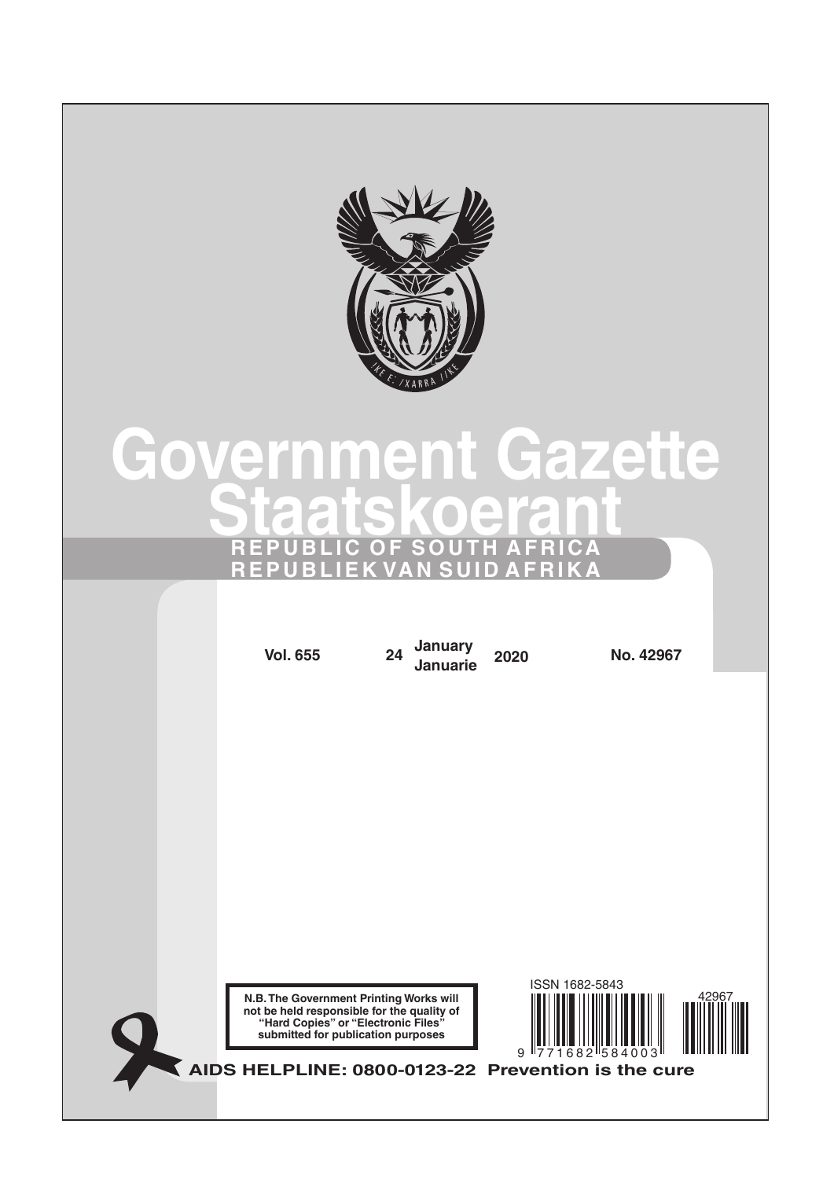# Government Gazette
# Staatskoerant

**REPUBLIC OF SOUTH AFRICA**
**REPUBLIEK VAN SUID AFRIKA**

**Vol. 655** | **24 January Januarie 2020** | **No. 42967**

**N.B. The Government Printing Works will not be held responsible for the quality of "Hard Copies" or "Electronic Files" submitted for publication purposes**

ISSN 1682-5843

9 771682 584003

42967

**AIDS HELPLINE: 0800-0123-22 Prevention is the cure**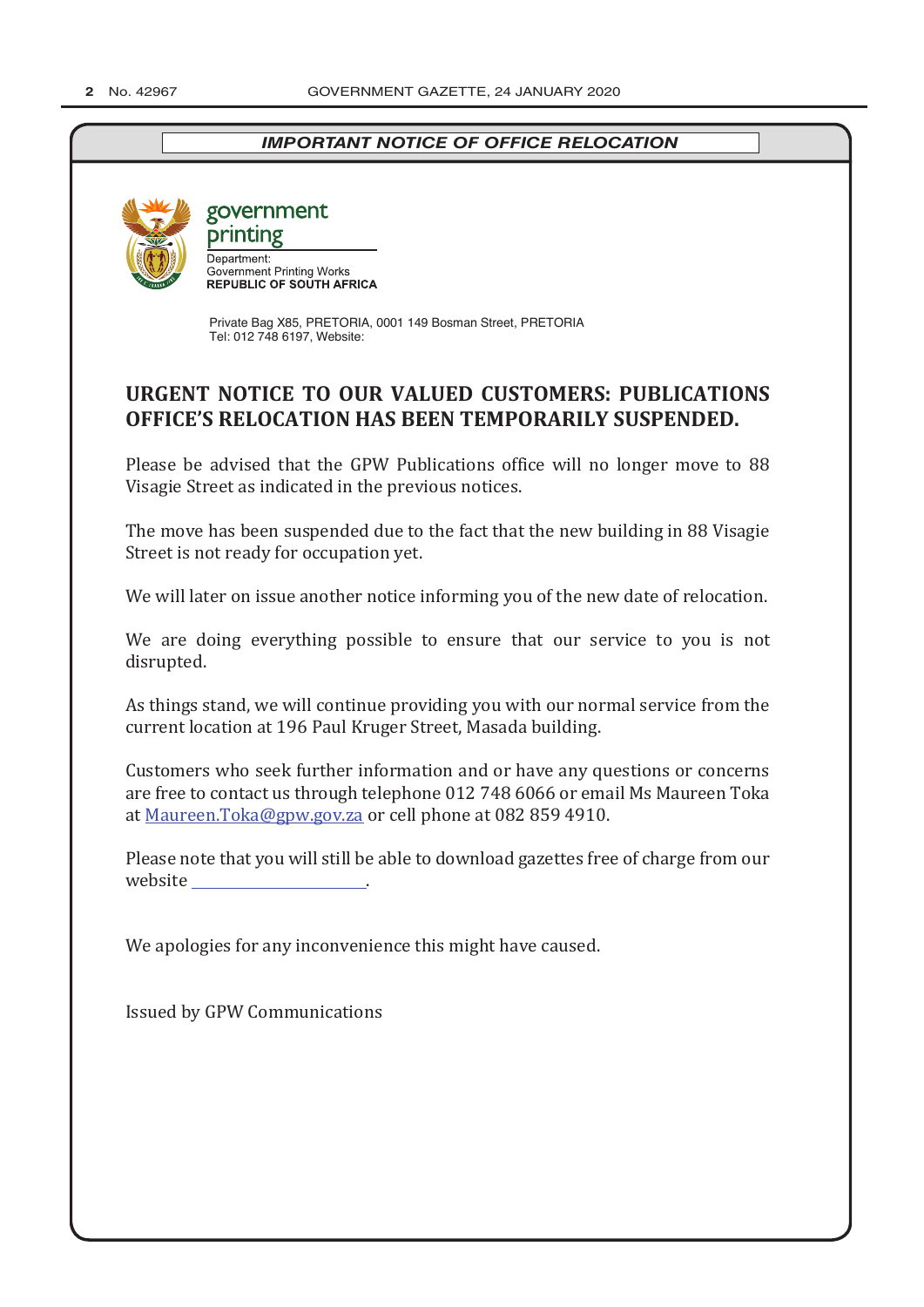***IMPORTANT NOTICE OF OFFICE RELOCATION***

government printing

Department:
Government Printing Works
**REPUBLIC OF SOUTH AFRICA**

Private Bag X85, PRETORIA, 0001 149 Bosman Street, PRETORIA
Tel: 012 748 6197, Website:

## URGENT NOTICE TO OUR VALUED CUSTOMERS: PUBLICATIONS OFFICE'S RELOCATION HAS BEEN TEMPORARILY SUSPENDED.

Please be advised that the GPW Publications office will no longer move to 88 Visagie Street as indicated in the previous notices.

The move has been suspended due to the fact that the new building in 88 Visagie Street is not ready for occupation yet.

We will later on issue another notice informing you of the new date of relocation.

We are doing everything possible to ensure that our service to you is not disrupted.

As things stand, we will continue providing you with our normal service from the current location at 196 Paul Kruger Street, Masada building.

Customers who seek further information and or have any questions or concerns are free to contact us through telephone 012 748 6066 or email Ms Maureen Toka at Maureen.Toka@gpw.gov.za or cell phone at 082 859 4910.

Please note that you will still be able to download gazettes free of charge from our website ______________________.

We apologies for any inconvenience this might have caused.

Issued by GPW Communications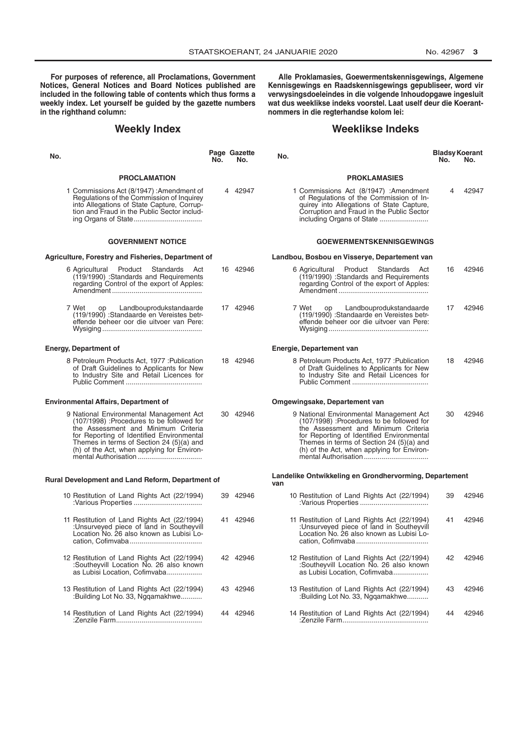**For purposes of reference, all Proclamations, Government Notices, General Notices and Board Notices published are included in the following table of contents which thus forms a weekly index. Let yourself be guided by the gazette numbers in the righthand column:**

## Weekly Index

| No. | | Page No. | Gazette No. |
|---|---|---|---|
| | **PROCLAMATION** | | |
| 1 | Commissions Act (8/1947) :Amendment of Regulations of the Commission of Inquirey into Allegations of State Capture, Corruption and Fraud in the Public Sector including Organs of State | 4 | 42947 |
| | **GOVERNMENT NOTICE** | | |
| | **Agriculture, Forestry and Fisheries, Department of** | | |
| 6 | Agricultural Product Standards Act (119/1990) :Standards and Requirements regarding Control of the export of Apples: Amendment | 16 | 42946 |
| 7 | Wet op Landbouprodukstandaarde (119/1990) :Standaarde en Vereistes betreffende beheer oor die uitvoer van Pere: Wysiging | 17 | 42946 |
| | **Energy, Department of** | | |
| 8 | Petroleum Products Act, 1977 :Publication of Draft Guidelines to Applicants for New to Industry Site and Retail Licences for Public Comment | 18 | 42946 |
| | **Environmental Affairs, Department of** | | |
| 9 | National Environmental Management Act (107/1998) :Procedures to be followed for the Assessment and Minimum Criteria for Reporting of Identified Environmental Themes in terms of Section 24 (5)(a) and (h) of the Act, when applying for Environmental Authorisation | 30 | 42946 |
| | **Rural Development and Land Reform, Department of** | | |
| 10 | Restitution of Land Rights Act (22/1994) :Various Properties | 39 | 42946 |
| 11 | Restitution of Land Rights Act (22/1994) :Unsurveyed piece of land in Southeyvill Location No. 26 also known as Lubisi Location, Cofimvaba | 41 | 42946 |
| 12 | Restitution of Land Rights Act (22/1994) :Southeyvill Location No. 26 also known as Lubisi Location, Cofimvaba | 42 | 42946 |
| 13 | Restitution of Land Rights Act (22/1994) :Building Lot No. 33, Ngqamakhwe | 43 | 42946 |
| 14 | Restitution of Land Rights Act (22/1994) :Zenzile Farm | 44 | 42946 |

**Alle Proklamasies, Goewermentskennisgewings, Algemene Kennisgewings en Raadskennisgewings gepubliseer, word vir verwysingsdoeleindes in die volgende Inhoudopgawe ingesluit wat dus weeklikse indeks voorstel. Laat uself deur die Koerantnommers in die regterhandse kolom lei:**

## Weeklikse Indeks

| No. | | Bladsy No. | Koerant No. |
|---|---|---|---|
| | **PROKLAMASIES** | | |
| 1 | Commissions Act (8/1947) :Amendment of Regulations of the Commission of Inquirey into Allegations of State Capture, Corruption and Fraud in the Public Sector including Organs of State | 4 | 42947 |
| | **GOEWERMENTSKENNISGEWINGS** | | |
| | **Landbou, Bosbou en Visserye, Departement van** | | |
| 6 | Agricultural Product Standards Act (119/1990) :Standards and Requirements regarding Control of the export of Apples: Amendment | 16 | 42946 |
| 7 | Wet op Landbouprodukstandaarde (119/1990) :Standaarde en Vereistes betreffende beheer oor die uitvoer van Pere: Wysiging | 17 | 42946 |
| | **Energie, Departement van** | | |
| 8 | Petroleum Products Act, 1977 :Publication of Draft Guidelines to Applicants for New to Industry Site and Retail Licences for Public Comment | 18 | 42946 |
| | **Omgewingsake, Departement van** | | |
| 9 | National Environmental Management Act (107/1998) :Procedures to be followed for the Assessment and Minimum Criteria for Reporting of Identified Environmental Themes in terms of Section 24 (5)(a) and (h) of the Act, when applying for Environmental Authorisation | 30 | 42946 |
| | **Landelike Ontwikkeling en Grondhervorming, Departement van** | | |
| 10 | Restitution of Land Rights Act (22/1994) :Various Properties | 39 | 42946 |
| 11 | Restitution of Land Rights Act (22/1994) :Unsurveyed piece of land in Southeyvill Location No. 26 also known as Lubisi Location, Cofimvaba | 41 | 42946 |
| 12 | Restitution of Land Rights Act (22/1994) :Southeyvill Location No. 26 also known as Lubisi Location, Cofimvaba | 42 | 42946 |
| 13 | Restitution of Land Rights Act (22/1994) :Building Lot No. 33, Ngqamakhwe | 43 | 42946 |
| 14 | Restitution of Land Rights Act (22/1994) :Zenzile Farm | 44 | 42946 |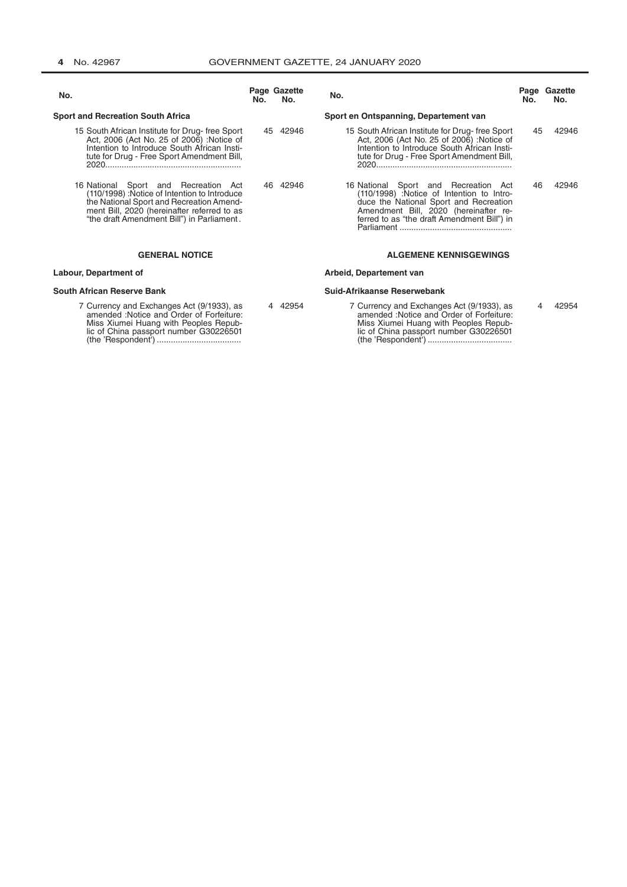| No. | | Page No. | Gazette No. |
|---|---|---|---|
| **Sport and Recreation South Africa** | | | |
| 15 | South African Institute for Drug- free Sport Act, 2006 (Act No. 25 of 2006) :Notice of Intention to Introduce South African Institute for Drug - Free Sport Amendment Bill, 2020.......................................................... | 45 | 42946 |
| 16 | National Sport and Recreation Act (110/1998) :Notice of Intention to Introduce the National Sport and Recreation Amendment Bill, 2020 (hereinafter referred to as "the draft Amendment Bill") in Parliament. | 46 | 42946 |

**GENERAL NOTICE**

| No. | | Page No. | Gazette No. |
|---|---|---|---|
| **Labour, Department of** | | | |
| **South African Reserve Bank** | | | |
| 7 | Currency and Exchanges Act (9/1933), as amended :Notice and Order of Forfeiture: Miss Xiumei Huang with Peoples Republic of China passport number G30226501 (the 'Respondent') .................................... | 4 | 42954 |

| No. | | Page No. | Gazette No. |
|---|---|---|---|
| **Sport en Ontspanning, Departement van** | | | |
| 15 | South African Institute for Drug- free Sport Act, 2006 (Act No. 25 of 2006) :Notice of Intention to Introduce South African Institute for Drug - Free Sport Amendment Bill, 2020.......................................................... | 45 | 42946 |
| 16 | National Sport and Recreation Act (110/1998) :Notice of Intention to Introduce the National Sport and Recreation Amendment Bill, 2020 (hereinafter referred to as "the draft Amendment Bill") in Parliament ................................................ | 46 | 42946 |

**ALGEMENE KENNISGEWINGS**

| No. | | Page No. | Gazette No. |
|---|---|---|---|
| **Arbeid, Departement van** | | | |
| **Suid-Afrikaanse Reserwebank** | | | |
| 7 | Currency and Exchanges Act (9/1933), as amended :Notice and Order of Forfeiture: Miss Xiumei Huang with Peoples Republic of China passport number G30226501 (the 'Respondent') .................................... | 4 | 42954 |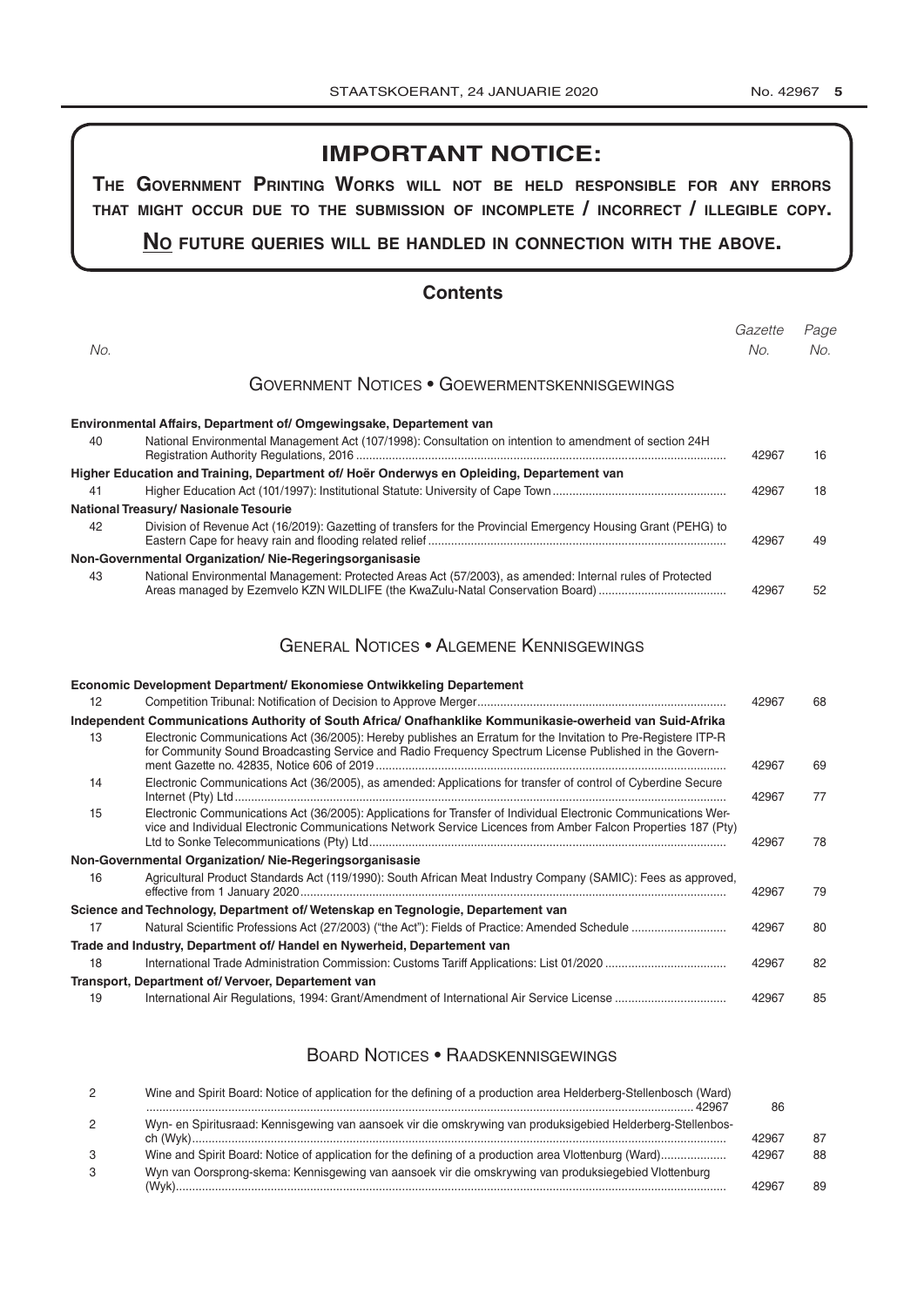# IMPORTANT NOTICE:

**THE GOVERNMENT PRINTING WORKS WILL NOT BE HELD RESPONSIBLE FOR ANY ERRORS THAT MIGHT OCCUR DUE TO THE SUBMISSION OF INCOMPLETE / INCORRECT / ILLEGIBLE COPY.**

**<u>NO</u> FUTURE QUERIES WILL BE HANDLED IN CONNECTION WITH THE ABOVE.**

## Contents

| No. | | Gazette No. | Page No. |
|---|---|---|---|
| | **GOVERNMENT NOTICES • GOEWERMENTSKENNISGEWINGS** | | |
| | **Environmental Affairs, Department of/ Omgewingsake, Departement van** | | |
| 40 | National Environmental Management Act (107/1998): Consultation on intention to amendment of section 24H Registration Authority Regulations, 2016 | 42967 | 16 |
| | **Higher Education and Training, Department of/ Hoër Onderwys en Opleiding, Departement van** | | |
| 41 | Higher Education Act (101/1997): Institutional Statute: University of Cape Town | 42967 | 18 |
| | **National Treasury/ Nasionale Tesourie** | | |
| 42 | Division of Revenue Act (16/2019): Gazetting of transfers for the Provincial Emergency Housing Grant (PEHG) to Eastern Cape for heavy rain and flooding related relief | 42967 | 49 |
| | **Non-Governmental Organization/ Nie-Regeringsorganisasie** | | |
| 43 | National Environmental Management: Protected Areas Act (57/2003), as amended: Internal rules of Protected Areas managed by Ezemvelo KZN WILDLIFE (the KwaZulu-Natal Conservation Board) | 42967 | 52 |
| | **GENERAL NOTICES • ALGEMENE KENNISGEWINGS** | | |
| | **Economic Development Department/ Ekonomiese Ontwikkeling Departement** | | |
| 12 | Competition Tribunal: Notification of Decision to Approve Merger | 42967 | 68 |
| | **Independent Communications Authority of South Africa/ Onafhanklike Kommunikasie-owerheid van Suid-Afrika** | | |
| 13 | Electronic Communications Act (36/2005): Hereby publishes an Erratum for the Invitation to Pre-Registere ITP-R for Community Sound Broadcasting Service and Radio Frequency Spectrum License Published in the Government Gazette no. 42835, Notice 606 of 2019 | 42967 | 69 |
| 14 | Electronic Communications Act (36/2005), as amended: Applications for transfer of control of Cyberdine Secure Internet (Pty) Ltd | 42967 | 77 |
| 15 | Electronic Communications Act (36/2005): Applications for Transfer of Individual Electronic Communications Service and Individual Electronic Communications Network Service Licences from Amber Falcon Properties 187 (Pty) Ltd to Sonke Telecommunications (Pty) Ltd | 42967 | 78 |
| | **Non-Governmental Organization/ Nie-Regeringsorganisasie** | | |
| 16 | Agricultural Product Standards Act (119/1990): South African Meat Industry Company (SAMIC): Fees as approved, effective from 1 January 2020 | 42967 | 79 |
| | **Science and Technology, Department of/ Wetenskap en Tegnologie, Departement van** | | |
| 17 | Natural Scientific Professions Act (27/2003) ("the Act"): Fields of Practice: Amended Schedule | 42967 | 80 |
| | **Trade and Industry, Department of/ Handel en Nywerheid, Departement van** | | |
| 18 | International Trade Administration Commission: Customs Tariff Applications: List 01/2020 | 42967 | 82 |
| | **Transport, Department of/ Vervoer, Departement van** | | |
| 19 | International Air Regulations, 1994: Grant/Amendment of International Air Service License | 42967 | 85 |
| | **BOARD NOTICES • RAADSKENNISGEWINGS** | | |
| 2 | Wine and Spirit Board: Notice of application for the defining of a production area Helderberg-Stellenbosch (Ward) | 42967 | 86 |
| 2 | Wyn- en Spiritusraad: Kennisgewing van aansoek vir die omskrywing van produksiegebied Helderberg-Stellenbosch (Wyk) | 42967 | 87 |
| 3 | Wine and Spirit Board: Notice of application for the defining of a production area Vlottenburg (Ward) | 42967 | 88 |
| 3 | Wyn van Oorsprong-skema: Kennisgewing van aansoek vir die omskrywing van produksiegebied Vlottenburg (Wyk) | 42967 | 89 |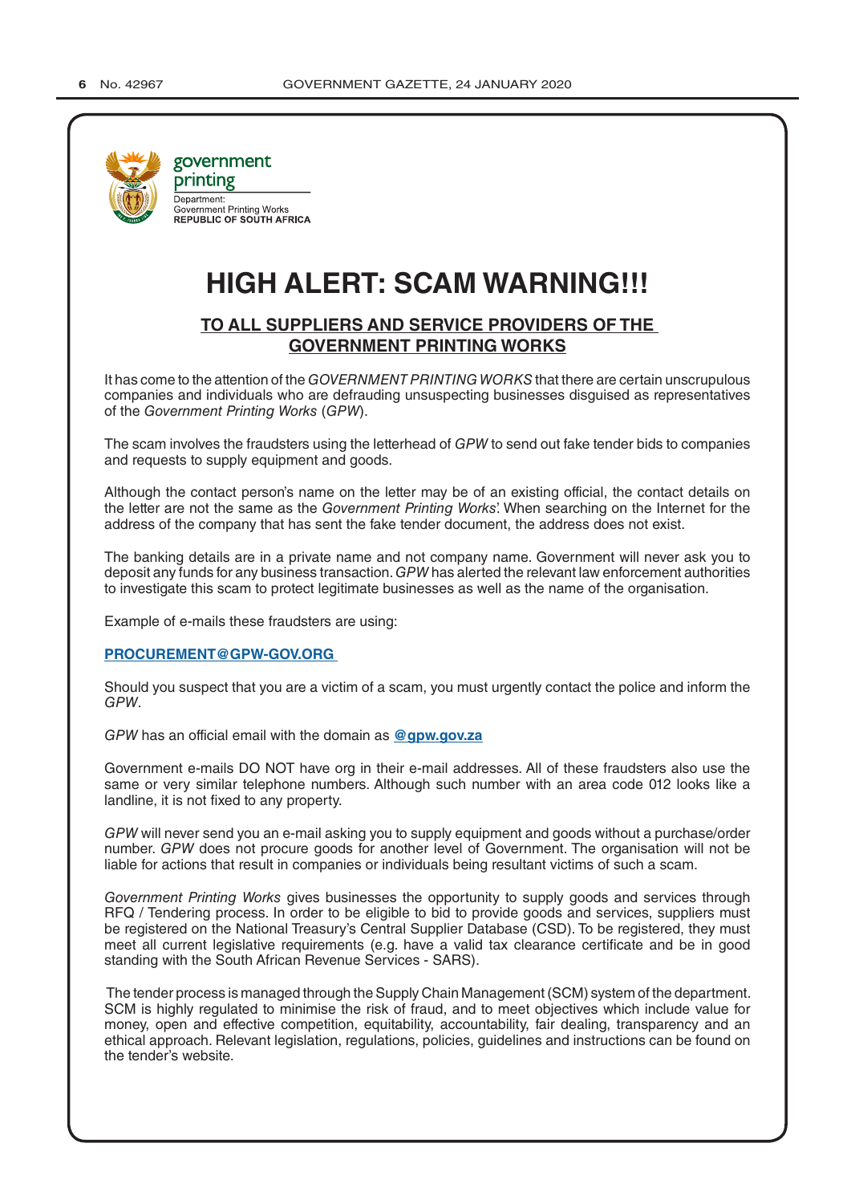government printing

Department:
Government Printing Works
**REPUBLIC OF SOUTH AFRICA**

# HIGH ALERT: SCAM WARNING!!!

## TO ALL SUPPLIERS AND SERVICE PROVIDERS OF THE GOVERNMENT PRINTING WORKS

It has come to the attention of the *GOVERNMENT PRINTING WORKS* that there are certain unscrupulous companies and individuals who are defrauding unsuspecting businesses disguised as representatives of the *Government Printing Works* (*GPW*).

The scam involves the fraudsters using the letterhead of *GPW* to send out fake tender bids to companies and requests to supply equipment and goods.

Although the contact person's name on the letter may be of an existing official, the contact details on the letter are not the same as the *Government Printing Works*'. When searching on the Internet for the address of the company that has sent the fake tender document, the address does not exist.

The banking details are in a private name and not company name. Government will never ask you to deposit any funds for any business transaction. *GPW* has alerted the relevant law enforcement authorities to investigate this scam to protect legitimate businesses as well as the name of the organisation.

Example of e-mails these fraudsters are using:

**PROCUREMENT@GPW-GOV.ORG**

Should you suspect that you are a victim of a scam, you must urgently contact the police and inform the *GPW*.

*GPW* has an official email with the domain as **@gpw.gov.za**

Government e-mails DO NOT have org in their e-mail addresses. All of these fraudsters also use the same or very similar telephone numbers. Although such number with an area code 012 looks like a landline, it is not fixed to any property.

*GPW* will never send you an e-mail asking you to supply equipment and goods without a purchase/order number. *GPW* does not procure goods for another level of Government. The organisation will not be liable for actions that result in companies or individuals being resultant victims of such a scam.

*Government Printing Works* gives businesses the opportunity to supply goods and services through RFQ / Tendering process. In order to be eligible to bid to provide goods and services, suppliers must be registered on the National Treasury's Central Supplier Database (CSD). To be registered, they must meet all current legislative requirements (e.g. have a valid tax clearance certificate and be in good standing with the South African Revenue Services - SARS).

The tender process is managed through the Supply Chain Management (SCM) system of the department. SCM is highly regulated to minimise the risk of fraud, and to meet objectives which include value for money, open and effective competition, equitability, accountability, fair dealing, transparency and an ethical approach. Relevant legislation, regulations, policies, guidelines and instructions can be found on the tender's website.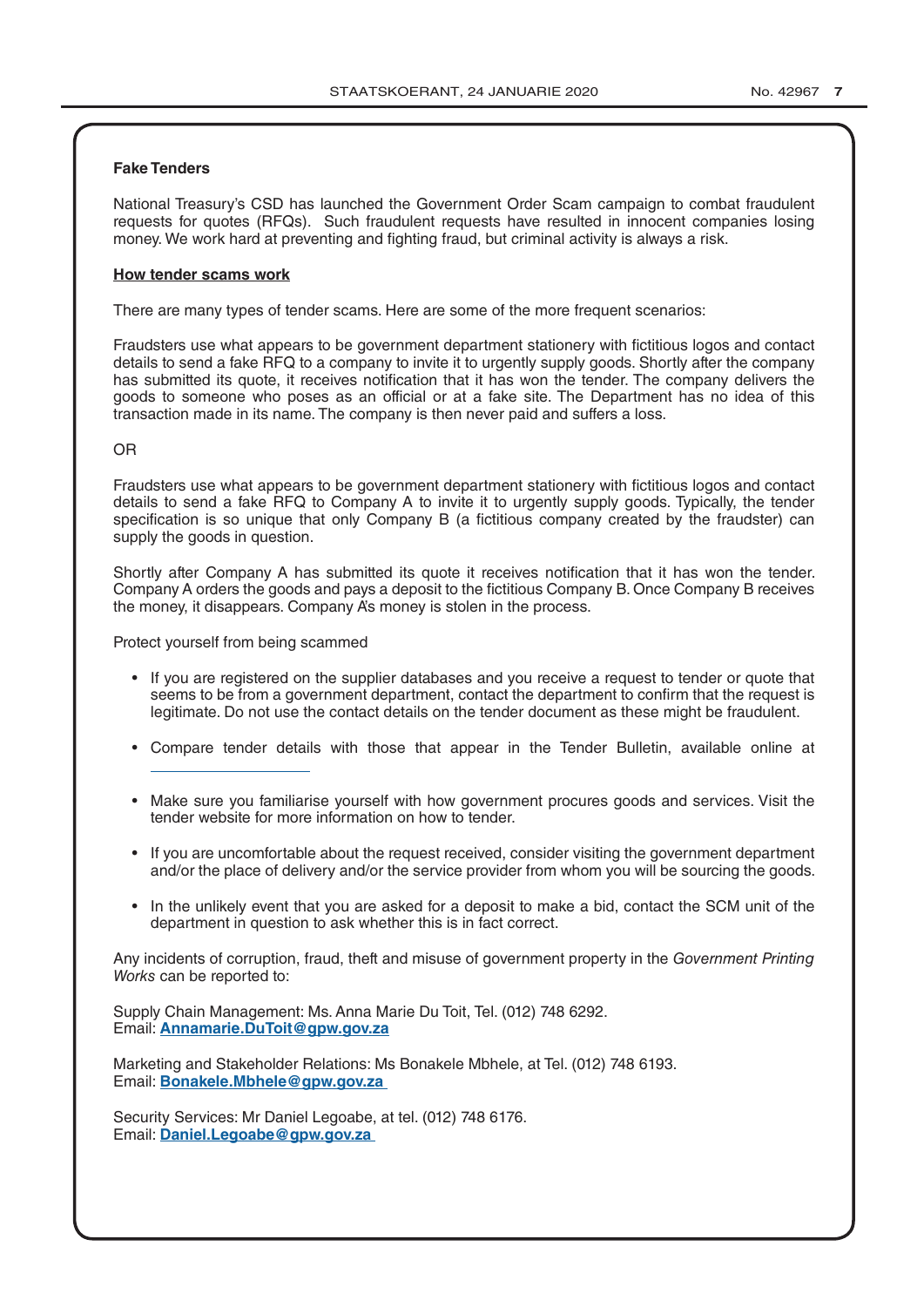### Fake Tenders

National Treasury's CSD has launched the Government Order Scam campaign to combat fraudulent requests for quotes (RFQs). Such fraudulent requests have resulted in innocent companies losing money. We work hard at preventing and fighting fraud, but criminal activity is always a risk.

**How tender scams work**

There are many types of tender scams. Here are some of the more frequent scenarios:

Fraudsters use what appears to be government department stationery with fictitious logos and contact details to send a fake RFQ to a company to invite it to urgently supply goods. Shortly after the company has submitted its quote, it receives notification that it has won the tender. The company delivers the goods to someone who poses as an official or at a fake site. The Department has no idea of this transaction made in its name. The company is then never paid and suffers a loss.

OR

Fraudsters use what appears to be government department stationery with fictitious logos and contact details to send a fake RFQ to Company A to invite it to urgently supply goods. Typically, the tender specification is so unique that only Company B (a fictitious company created by the fraudster) can supply the goods in question.

Shortly after Company A has submitted its quote it receives notification that it has won the tender. Company A orders the goods and pays a deposit to the fictitious Company B. Once Company B receives the money, it disappears. Company A's money is stolen in the process.

Protect yourself from being scammed

- If you are registered on the supplier databases and you receive a request to tender or quote that seems to be from a government department, contact the department to confirm that the request is legitimate. Do not use the contact details on the tender document as these might be fraudulent.
- Compare tender details with those that appear in the Tender Bulletin, available online at
- Make sure you familiarise yourself with how government procures goods and services. Visit the tender website for more information on how to tender.
- If you are uncomfortable about the request received, consider visiting the government department and/or the place of delivery and/or the service provider from whom you will be sourcing the goods.
- In the unlikely event that you are asked for a deposit to make a bid, contact the SCM unit of the department in question to ask whether this is in fact correct.

Any incidents of corruption, fraud, theft and misuse of government property in the *Government Printing Works* can be reported to:

Supply Chain Management: Ms. Anna Marie Du Toit, Tel. (012) 748 6292.
Email: **Annamarie.DuToit@gpw.gov.za**

Marketing and Stakeholder Relations: Ms Bonakele Mbhele, at Tel. (012) 748 6193.
Email: **Bonakele.Mbhele@gpw.gov.za**

Security Services: Mr Daniel Legoabe, at tel. (012) 748 6176.
Email: **Daniel.Legoabe@gpw.gov.za**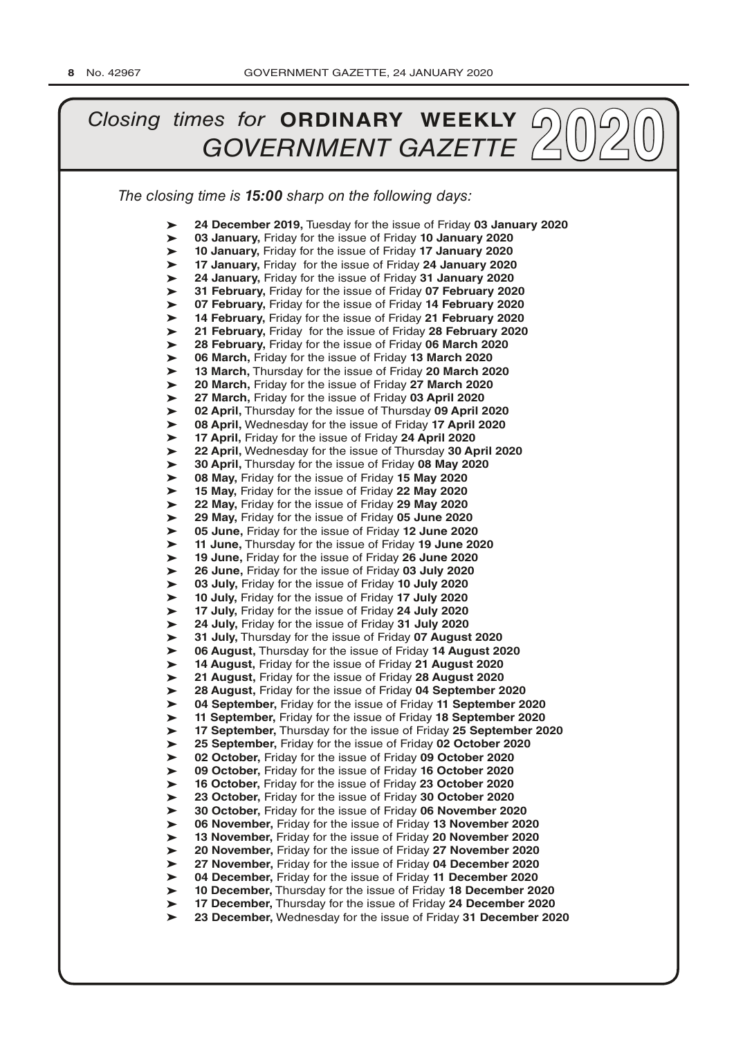# *Closing times for* **ORDINARY WEEKLY** *GOVERNMENT GAZETTE* 2020

*The closing time is **15:00** sharp on the following days:*

- **24 December 2019,** Tuesday for the issue of Friday **03 January 2020**
- **03 January,** Friday for the issue of Friday **10 January 2020**
- **10 January,** Friday for the issue of Friday **17 January 2020**
- **17 January,** Friday for the issue of Friday **24 January 2020**
- **24 January,** Friday for the issue of Friday **31 January 2020**
- **31 February,** Friday for the issue of Friday **07 February 2020**
- **07 February,** Friday for the issue of Friday **14 February 2020**
- **14 February,** Friday for the issue of Friday **21 February 2020**
- **21 February,** Friday for the issue of Friday **28 February 2020**
- **28 February,** Friday for the issue of Friday **06 March 2020**
- **06 March,** Friday for the issue of Friday **13 March 2020**
- **13 March,** Thursday for the issue of Friday **20 March 2020**
- **20 March,** Friday for the issue of Friday **27 March 2020**
- **27 March,** Friday for the issue of Friday **03 April 2020**
- **02 April,** Thursday for the issue of Thursday **09 April 2020**
- **08 April,** Wednesday for the issue of Friday **17 April 2020**
- **17 April,** Friday for the issue of Friday **24 April 2020**
- **22 April,** Wednesday for the issue of Thursday **30 April 2020**
- **30 April,** Thursday for the issue of Friday **08 May 2020**
- **08 May,** Friday for the issue of Friday **15 May 2020**
- **15 May,** Friday for the issue of Friday **22 May 2020**
- **22 May,** Friday for the issue of Friday **29 May 2020**
- **29 May,** Friday for the issue of Friday **05 June 2020**
- **05 June,** Friday for the issue of Friday **12 June 2020**
- **11 June,** Thursday for the issue of Friday **19 June 2020**
- **19 June,** Friday for the issue of Friday **26 June 2020**
- **26 June,** Friday for the issue of Friday **03 July 2020**
- **03 July,** Friday for the issue of Friday **10 July 2020**
- **10 July,** Friday for the issue of Friday **17 July 2020**
- **17 July,** Friday for the issue of Friday **24 July 2020**
- **24 July,** Friday for the issue of Friday **31 July 2020**
- **31 July,** Thursday for the issue of Friday **07 August 2020**
- **06 August,** Thursday for the issue of Friday **14 August 2020**
- **14 August,** Friday for the issue of Friday **21 August 2020**
- **21 August,** Friday for the issue of Friday **28 August 2020**
- **28 August,** Friday for the issue of Friday **04 September 2020**
- **04 September,** Friday for the issue of Friday **11 September 2020**
- **11 September,** Friday for the issue of Friday **18 September 2020**
- **17 September,** Thursday for the issue of Friday **25 September 2020**
- **25 September,** Friday for the issue of Friday **02 October 2020**
- **02 October,** Friday for the issue of Friday **09 October 2020**
- **09 October,** Friday for the issue of Friday **16 October 2020**
- **16 October,** Friday for the issue of Friday **23 October 2020**
- **23 October,** Friday for the issue of Friday **30 October 2020**
- **30 October,** Friday for the issue of Friday **06 November 2020**
- **06 November,** Friday for the issue of Friday **13 November 2020**
- **13 November,** Friday for the issue of Friday **20 November 2020**
- **20 November,** Friday for the issue of Friday **27 November 2020**
- **27 November,** Friday for the issue of Friday **04 December 2020**
- **04 December,** Friday for the issue of Friday **11 December 2020**
- **10 December,** Thursday for the issue of Friday **18 December 2020**
- **17 December,** Thursday for the issue of Friday **24 December 2020**
- **23 December,** Wednesday for the issue of Friday **31 December 2020**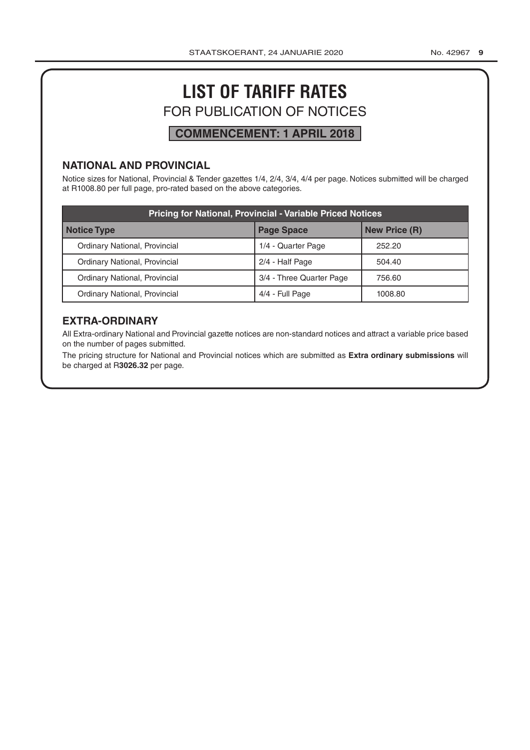# LIST OF TARIFF RATES

## FOR PUBLICATION OF NOTICES

**COMMENCEMENT: 1 APRIL 2018**

### NATIONAL AND PROVINCIAL

Notice sizes for National, Provincial & Tender gazettes 1/4, 2/4, 3/4, 4/4 per page. Notices submitted will be charged at R1008.80 per full page, pro-rated based on the above categories.

| Pricing for National, Provincial - Variable Priced Notices | | |
|---|---|---|
| **Notice Type** | **Page Space** | **New Price (R)** |
| Ordinary National, Provincial | 1/4 - Quarter Page | 252.20 |
| Ordinary National, Provincial | 2/4 - Half Page | 504.40 |
| Ordinary National, Provincial | 3/4 - Three Quarter Page | 756.60 |
| Ordinary National, Provincial | 4/4 - Full Page | 1008.80 |

### EXTRA-ORDINARY

All Extra-ordinary National and Provincial gazette notices are non-standard notices and attract a variable price based on the number of pages submitted.

The pricing structure for National and Provincial notices which are submitted as **Extra ordinary submissions** will be charged at R**3026.32** per page.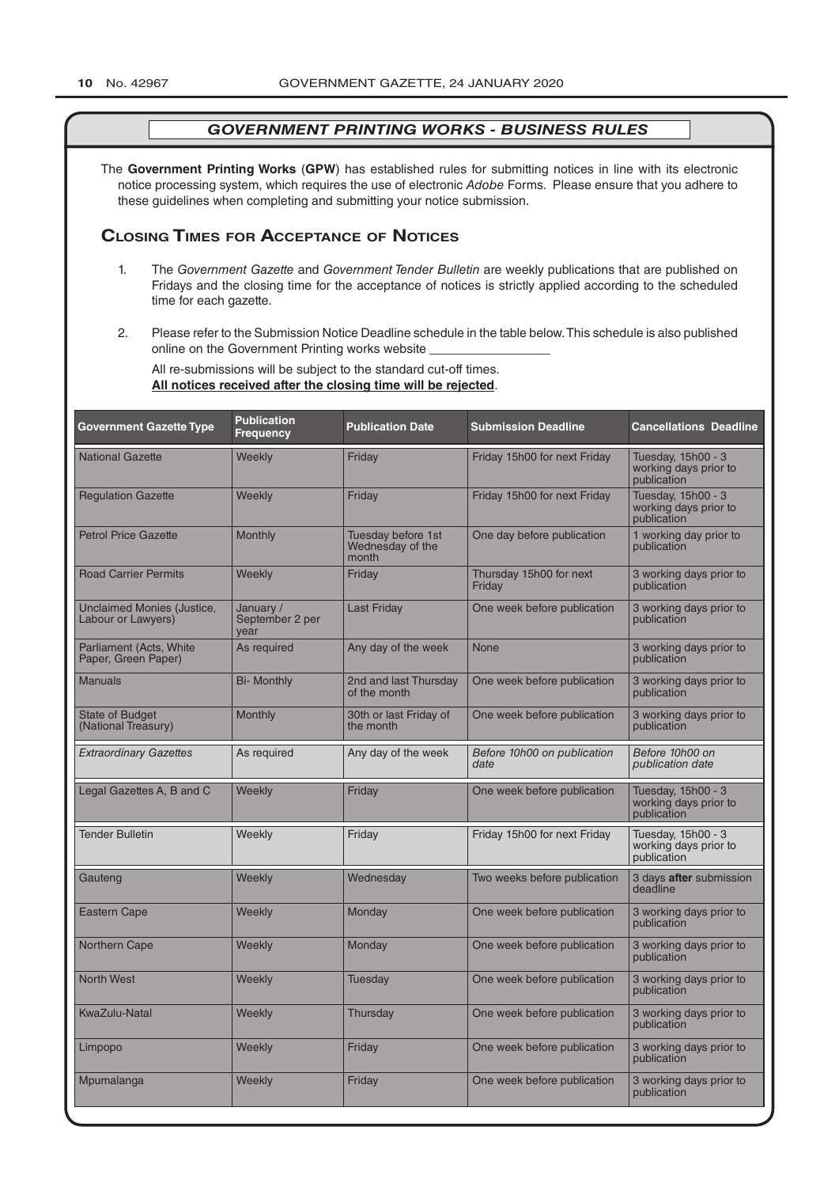## GOVERNMENT PRINTING WORKS - BUSINESS RULES

The **Government Printing Works** (**GPW**) has established rules for submitting notices in line with its electronic notice processing system, which requires the use of electronic *Adobe* Forms. Please ensure that you adhere to these guidelines when completing and submitting your notice submission.

### Closing Times for Acceptance of Notices

1. The *Government Gazette* and *Government Tender Bulletin* are weekly publications that are published on Fridays and the closing time for the acceptance of notices is strictly applied according to the scheduled time for each gazette.

2. Please refer to the Submission Notice Deadline schedule in the table below. This schedule is also published online on the Government Printing works website \_\_\_\_\_\_\_\_\_\_\_\_\_\_\_\_

   All re-submissions will be subject to the standard cut-off times.
   **All notices received after the closing time will be rejected**.

| Government Gazette Type | Publication Frequency | Publication Date | Submission Deadline | Cancellations Deadline |
|---|---|---|---|---|
| National Gazette | Weekly | Friday | Friday 15h00 for next Friday | Tuesday, 15h00 - 3 working days prior to publication |
| Regulation Gazette | Weekly | Friday | Friday 15h00 for next Friday | Tuesday, 15h00 - 3 working days prior to publication |
| Petrol Price Gazette | Monthly | Tuesday before 1st Wednesday of the month | One day before publication | 1 working day prior to publication |
| Road Carrier Permits | Weekly | Friday | Thursday 15h00 for next Friday | 3 working days prior to publication |
| Unclaimed Monies (Justice, Labour or Lawyers) | January / September 2 per year | Last Friday | One week before publication | 3 working days prior to publication |
| Parliament (Acts, White Paper, Green Paper) | As required | Any day of the week | None | 3 working days prior to publication |
| Manuals | Bi- Monthly | 2nd and last Thursday of the month | One week before publication | 3 working days prior to publication |
| State of Budget (National Treasury) | Monthly | 30th or last Friday of the month | One week before publication | 3 working days prior to publication |
| *Extraordinary Gazettes* | As required | Any day of the week | *Before 10h00 on publication date* | *Before 10h00 on publication date* |
| Legal Gazettes A, B and C | Weekly | Friday | One week before publication | Tuesday, 15h00 - 3 working days prior to publication |
| Tender Bulletin | Weekly | Friday | Friday 15h00 for next Friday | Tuesday, 15h00 - 3 working days prior to publication |
| Gauteng | Weekly | Wednesday | Two weeks before publication | 3 days **after** submission deadline |
| Eastern Cape | Weekly | Monday | One week before publication | 3 working days prior to publication |
| Northern Cape | Weekly | Monday | One week before publication | 3 working days prior to publication |
| North West | Weekly | Tuesday | One week before publication | 3 working days prior to publication |
| KwaZulu-Natal | Weekly | Thursday | One week before publication | 3 working days prior to publication |
| Limpopo | Weekly | Friday | One week before publication | 3 working days prior to publication |
| Mpumalanga | Weekly | Friday | One week before publication | 3 working days prior to publication |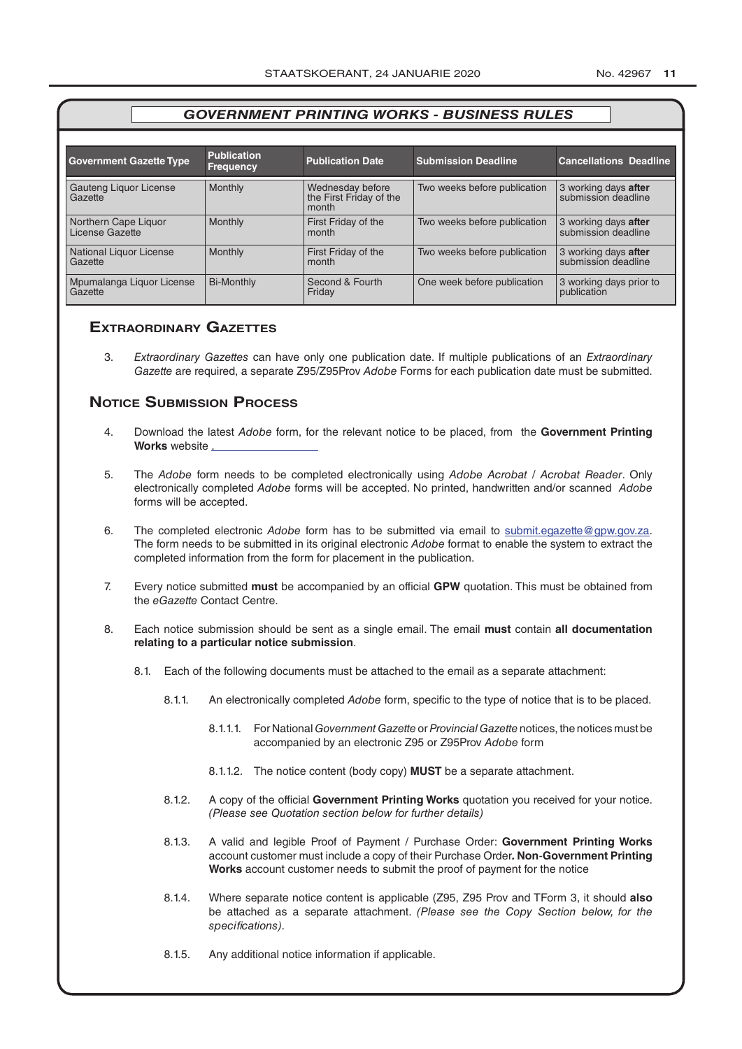## GOVERNMENT PRINTING WORKS - BUSINESS RULES

| Government Gazette Type | Publication Frequency | Publication Date | Submission Deadline | Cancellations Deadline |
|---|---|---|---|---|
| Gauteng Liquor License Gazette | Monthly | Wednesday before the First Friday of the month | Two weeks before publication | 3 working days **after** submission deadline |
| Northern Cape Liquor License Gazette | Monthly | First Friday of the month | Two weeks before publication | 3 working days **after** submission deadline |
| National Liquor License Gazette | Monthly | First Friday of the month | Two weeks before publication | 3 working days **after** submission deadline |
| Mpumalanga Liquor License Gazette | Bi-Monthly | Second & Fourth Friday | One week before publication | 3 working days prior to publication |

## Extraordinary Gazettes

3. *Extraordinary Gazettes* can have only one publication date. If multiple publications of an *Extraordinary Gazette* are required, a separate Z95/Z95Prov *Adobe* Forms for each publication date must be submitted.

## Notice Submission Process

4. Download the latest *Adobe* form, for the relevant notice to be placed, from the **Government Printing Works** website .

5. The *Adobe* form needs to be completed electronically using *Adobe Acrobat* / *Acrobat Reader*. Only electronically completed *Adobe* forms will be accepted. No printed, handwritten and/or scanned *Adobe* forms will be accepted.

6. The completed electronic *Adobe* form has to be submitted via email to submit.egazette@gpw.gov.za. The form needs to be submitted in its original electronic *Adobe* format to enable the system to extract the completed information from the form for placement in the publication.

7. Every notice submitted **must** be accompanied by an official **GPW** quotation. This must be obtained from the *eGazette* Contact Centre.

8. Each notice submission should be sent as a single email. The email **must** contain **all documentation relating to a particular notice submission**.

    8.1. Each of the following documents must be attached to the email as a separate attachment:

    8.1.1. An electronically completed *Adobe* form, specific to the type of notice that is to be placed.

    8.1.1.1. For National *Government Gazette* or *Provincial Gazette* notices, the notices must be accompanied by an electronic Z95 or Z95Prov *Adobe* form

    8.1.1.2. The notice content (body copy) **MUST** be a separate attachment.

    8.1.2. A copy of the official **Government Printing Works** quotation you received for your notice. *(Please see Quotation section below for further details)*

    8.1.3. A valid and legible Proof of Payment / Purchase Order: **Government Printing Works** account customer must include a copy of their Purchase Order**. Non**-**Government Printing Works** account customer needs to submit the proof of payment for the notice

    8.1.4. Where separate notice content is applicable (Z95, Z95 Prov and TForm 3, it should **also** be attached as a separate attachment. *(Please see the Copy Section below, for the specifications)*.

    8.1.5. Any additional notice information if applicable.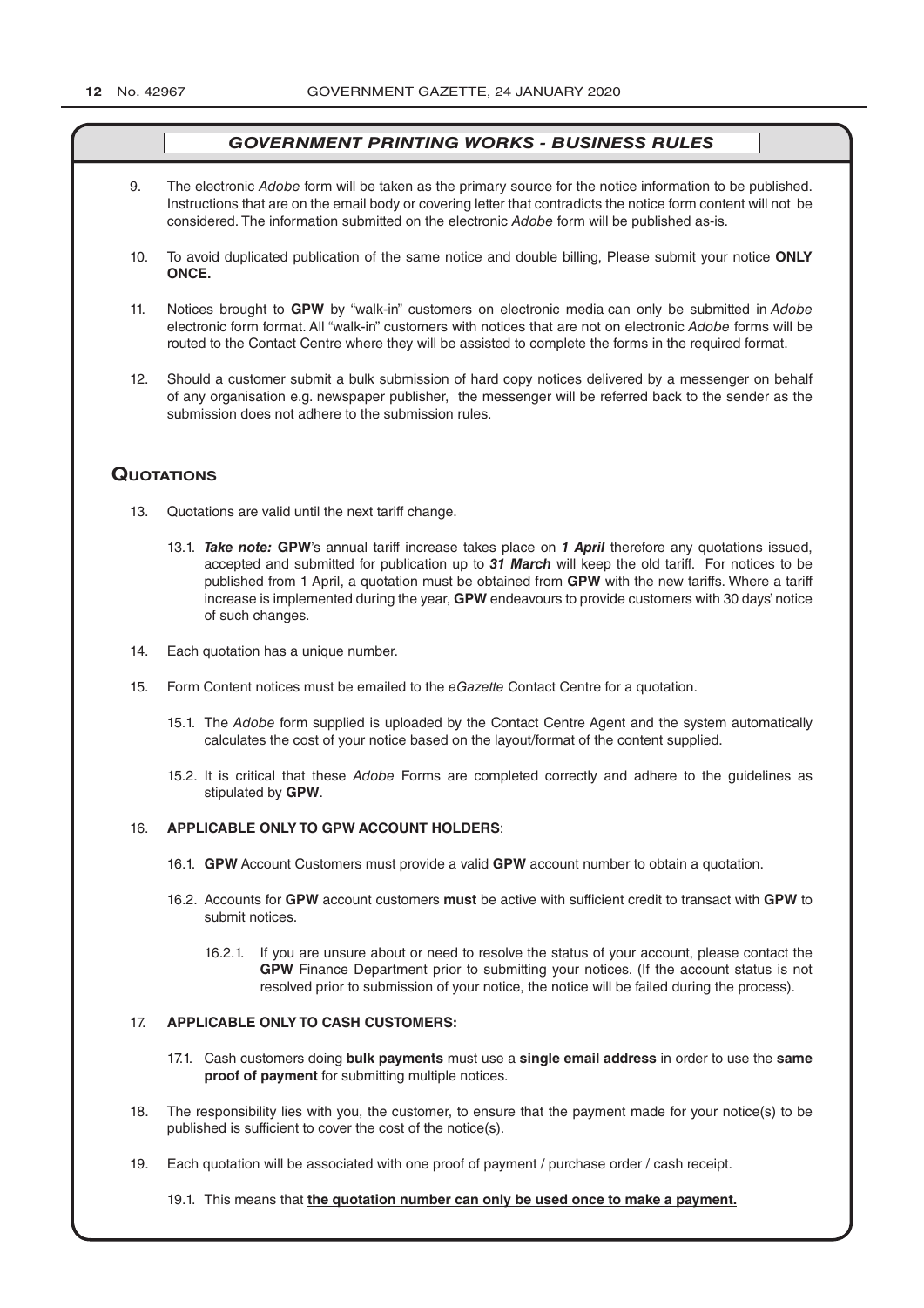## GOVERNMENT PRINTING WORKS - BUSINESS RULES

9. The electronic *Adobe* form will be taken as the primary source for the notice information to be published. Instructions that are on the email body or covering letter that contradicts the notice form content will not be considered. The information submitted on the electronic *Adobe* form will be published as-is.

10. To avoid duplicated publication of the same notice and double billing, Please submit your notice **ONLY ONCE.**

11. Notices brought to **GPW** by "walk-in" customers on electronic media can only be submitted in *Adobe* electronic form format. All "walk-in" customers with notices that are not on electronic *Adobe* forms will be routed to the Contact Centre where they will be assisted to complete the forms in the required format.

12. Should a customer submit a bulk submission of hard copy notices delivered by a messenger on behalf of any organisation e.g. newspaper publisher, the messenger will be referred back to the sender as the submission does not adhere to the submission rules.

## Quotations

13. Quotations are valid until the next tariff change.

    13.1. ***Take note:*** **GPW**'s annual tariff increase takes place on ***1 April*** therefore any quotations issued, accepted and submitted for publication up to ***31 March*** will keep the old tariff. For notices to be published from 1 April, a quotation must be obtained from **GPW** with the new tariffs. Where a tariff increase is implemented during the year, **GPW** endeavours to provide customers with 30 days' notice of such changes.

14. Each quotation has a unique number.

15. Form Content notices must be emailed to the *eGazette* Contact Centre for a quotation.

    15.1. The *Adobe* form supplied is uploaded by the Contact Centre Agent and the system automatically calculates the cost of your notice based on the layout/format of the content supplied.

    15.2. It is critical that these *Adobe* Forms are completed correctly and adhere to the guidelines as stipulated by **GPW**.

16. **APPLICABLE ONLY TO GPW ACCOUNT HOLDERS**:

    16.1. **GPW** Account Customers must provide a valid **GPW** account number to obtain a quotation.

    16.2. Accounts for **GPW** account customers **must** be active with sufficient credit to transact with **GPW** to submit notices.

        16.2.1. If you are unsure about or need to resolve the status of your account, please contact the **GPW** Finance Department prior to submitting your notices. (If the account status is not resolved prior to submission of your notice, the notice will be failed during the process).

17. **APPLICABLE ONLY TO CASH CUSTOMERS:**

    17.1. Cash customers doing **bulk payments** must use a **single email address** in order to use the **same proof of payment** for submitting multiple notices.

18. The responsibility lies with you, the customer, to ensure that the payment made for your notice(s) to be published is sufficient to cover the cost of the notice(s).

19. Each quotation will be associated with one proof of payment / purchase order / cash receipt.

    19.1. This means that **the quotation number can only be used once to make a payment.**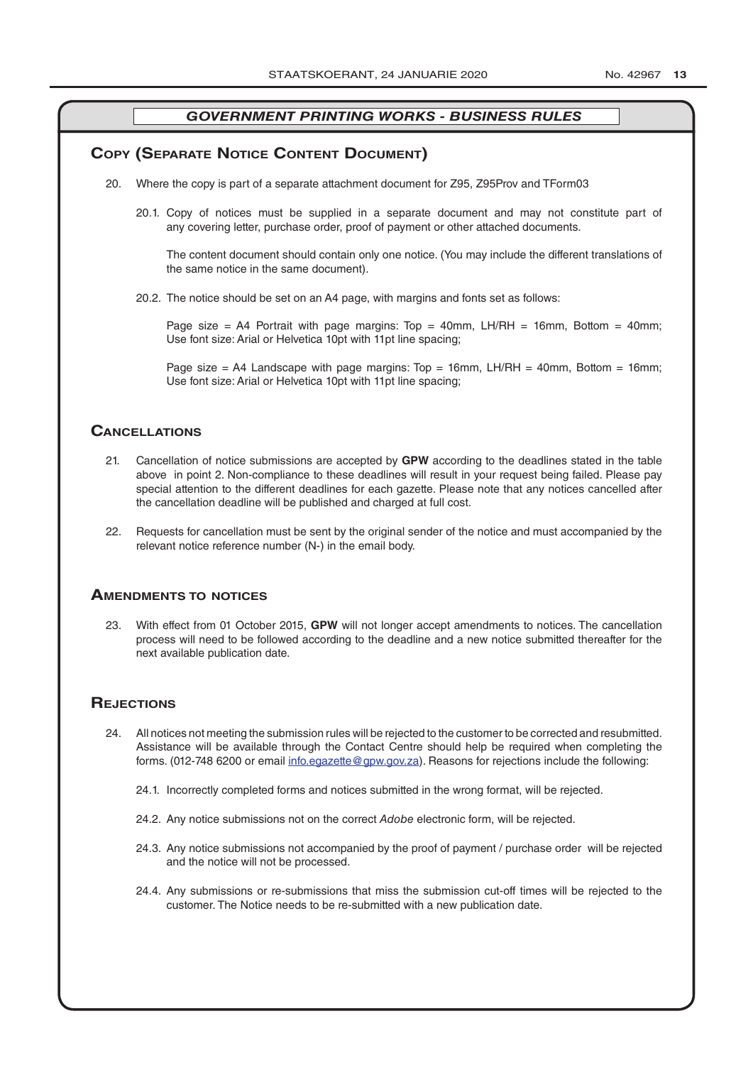## GOVERNMENT PRINTING WORKS - BUSINESS RULES

### Copy (Separate Notice Content Document)

20. Where the copy is part of a separate attachment document for Z95, Z95Prov and TForm03

    20.1. Copy of notices must be supplied in a separate document and may not constitute part of any covering letter, purchase order, proof of payment or other attached documents.

    The content document should contain only one notice. (You may include the different translations of the same notice in the same document).

    20.2. The notice should be set on an A4 page, with margins and fonts set as follows:

    Page size = A4 Portrait with page margins: Top = 40mm, LH/RH = 16mm, Bottom = 40mm; Use font size: Arial or Helvetica 10pt with 11pt line spacing;

    Page size = A4 Landscape with page margins: Top = 16mm, LH/RH = 40mm, Bottom = 16mm; Use font size: Arial or Helvetica 10pt with 11pt line spacing;

### Cancellations

21. Cancellation of notice submissions are accepted by **GPW** according to the deadlines stated in the table above in point 2. Non-compliance to these deadlines will result in your request being failed. Please pay special attention to the different deadlines for each gazette. Please note that any notices cancelled after the cancellation deadline will be published and charged at full cost.

22. Requests for cancellation must be sent by the original sender of the notice and must accompanied by the relevant notice reference number (N-) in the email body.

### Amendments to notices

23. With effect from 01 October 2015, **GPW** will not longer accept amendments to notices. The cancellation process will need to be followed according to the deadline and a new notice submitted thereafter for the next available publication date.

### Rejections

24. All notices not meeting the submission rules will be rejected to the customer to be corrected and resubmitted. Assistance will be available through the Contact Centre should help be required when completing the forms. (012-748 6200 or email info.egazette@gpw.gov.za). Reasons for rejections include the following:

    24.1. Incorrectly completed forms and notices submitted in the wrong format, will be rejected.

    24.2. Any notice submissions not on the correct *Adobe* electronic form, will be rejected.

    24.3. Any notice submissions not accompanied by the proof of payment / purchase order will be rejected and the notice will not be processed.

    24.4. Any submissions or re-submissions that miss the submission cut-off times will be rejected to the customer. The Notice needs to be re-submitted with a new publication date.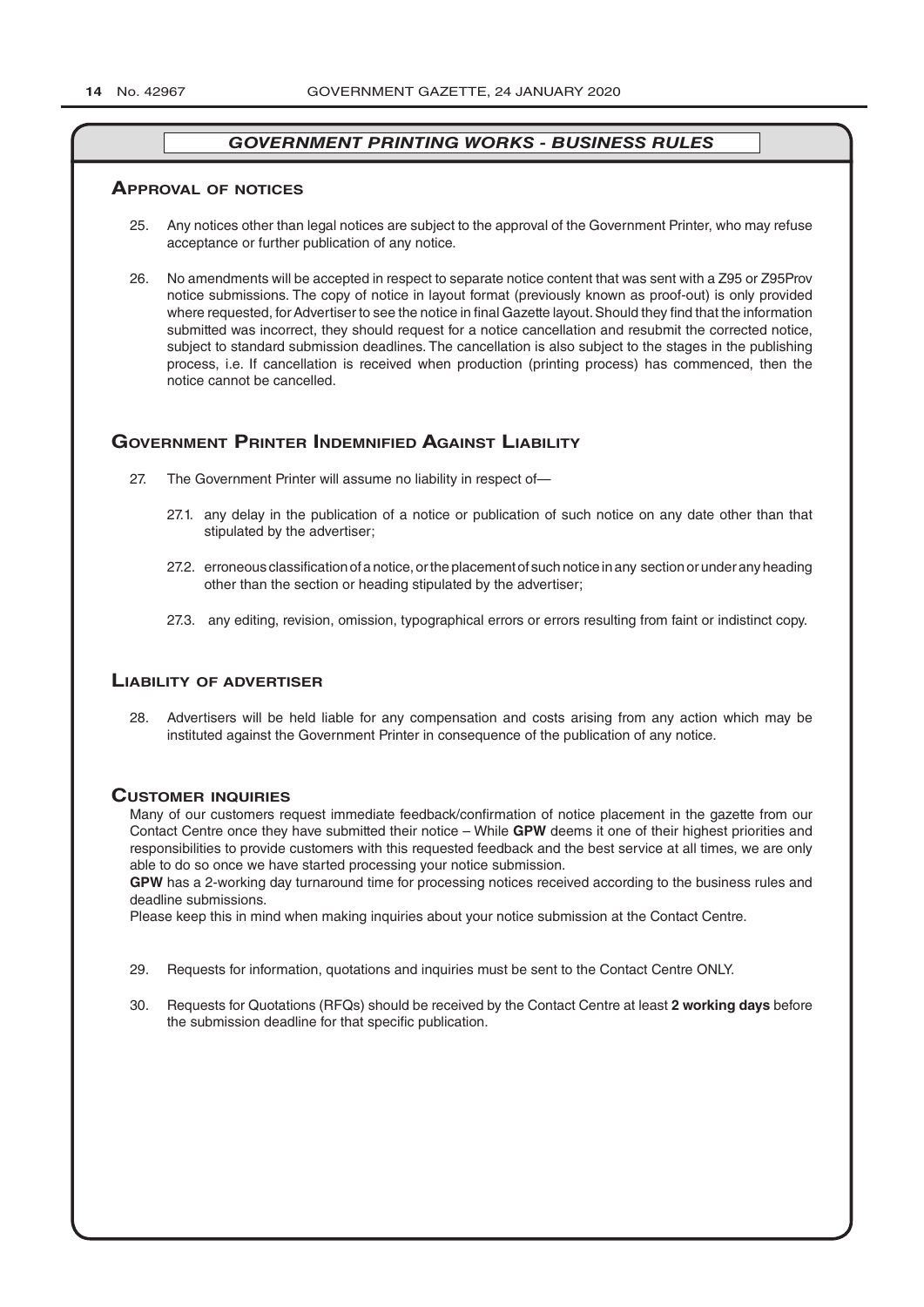## *GOVERNMENT PRINTING WORKS - BUSINESS RULES*

### Approval of notices

25. Any notices other than legal notices are subject to the approval of the Government Printer, who may refuse acceptance or further publication of any notice.

26. No amendments will be accepted in respect to separate notice content that was sent with a Z95 or Z95Prov notice submissions. The copy of notice in layout format (previously known as proof-out) is only provided where requested, for Advertiser to see the notice in final Gazette layout. Should they find that the information submitted was incorrect, they should request for a notice cancellation and resubmit the corrected notice, subject to standard submission deadlines. The cancellation is also subject to the stages in the publishing process, i.e. If cancellation is received when production (printing process) has commenced, then the notice cannot be cancelled.

### Government Printer Indemnified Against Liability

27. The Government Printer will assume no liability in respect of—

    27.1. any delay in the publication of a notice or publication of such notice on any date other than that stipulated by the advertiser;

    27.2. erroneous classification of a notice, or the placement of such notice in any section or under any heading other than the section or heading stipulated by the advertiser;

    27.3. any editing, revision, omission, typographical errors or errors resulting from faint or indistinct copy.

### Liability of advertiser

28. Advertisers will be held liable for any compensation and costs arising from any action which may be instituted against the Government Printer in consequence of the publication of any notice.

### Customer inquiries

Many of our customers request immediate feedback/confirmation of notice placement in the gazette from our Contact Centre once they have submitted their notice – While **GPW** deems it one of their highest priorities and responsibilities to provide customers with this requested feedback and the best service at all times, we are only able to do so once we have started processing your notice submission.

**GPW** has a 2-working day turnaround time for processing notices received according to the business rules and deadline submissions.

Please keep this in mind when making inquiries about your notice submission at the Contact Centre.

29. Requests for information, quotations and inquiries must be sent to the Contact Centre ONLY.

30. Requests for Quotations (RFQs) should be received by the Contact Centre at least **2 working days** before the submission deadline for that specific publication.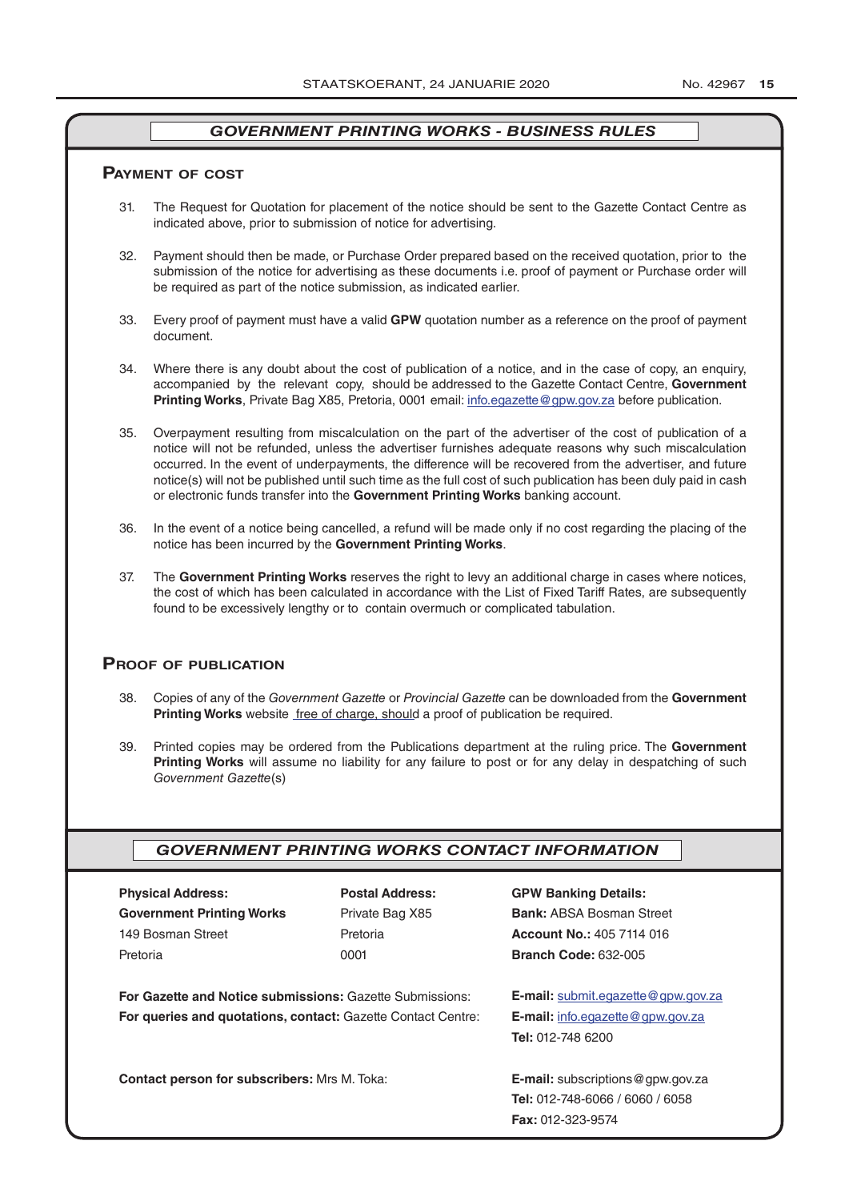## *GOVERNMENT PRINTING WORKS - BUSINESS RULES*

### Payment of cost

31. The Request for Quotation for placement of the notice should be sent to the Gazette Contact Centre as indicated above, prior to submission of notice for advertising.

32. Payment should then be made, or Purchase Order prepared based on the received quotation, prior to the submission of the notice for advertising as these documents i.e. proof of payment or Purchase order will be required as part of the notice submission, as indicated earlier.

33. Every proof of payment must have a valid **GPW** quotation number as a reference on the proof of payment document.

34. Where there is any doubt about the cost of publication of a notice, and in the case of copy, an enquiry, accompanied by the relevant copy, should be addressed to the Gazette Contact Centre, **Government Printing Works**, Private Bag X85, Pretoria, 0001 email: info.egazette@gpw.gov.za before publication.

35. Overpayment resulting from miscalculation on the part of the advertiser of the cost of publication of a notice will not be refunded, unless the advertiser furnishes adequate reasons why such miscalculation occurred. In the event of underpayments, the difference will be recovered from the advertiser, and future notice(s) will not be published until such time as the full cost of such publication has been duly paid in cash or electronic funds transfer into the **Government Printing Works** banking account.

36. In the event of a notice being cancelled, a refund will be made only if no cost regarding the placing of the notice has been incurred by the **Government Printing Works**.

37. The **Government Printing Works** reserves the right to levy an additional charge in cases where notices, the cost of which has been calculated in accordance with the List of Fixed Tariff Rates, are subsequently found to be excessively lengthy or to contain overmuch or complicated tabulation.

### Proof of publication

38. Copies of any of the *Government Gazette* or *Provincial Gazette* can be downloaded from the **Government Printing Works** website free of charge, should a proof of publication be required.

39. Printed copies may be ordered from the Publications department at the ruling price. The **Government Printing Works** will assume no liability for any failure to post or for any delay in despatching of such *Government Gazette*(s)

## *GOVERNMENT PRINTING WORKS CONTACT INFORMATION*

**Physical Address:**
**Government Printing Works**
149 Bosman Street
Pretoria

**Postal Address:**
Private Bag X85
Pretoria
0001

**GPW Banking Details:**
**Bank:** ABSA Bosman Street
**Account No.:** 405 7114 016
**Branch Code:** 632-005

**For Gazette and Notice submissions:** Gazette Submissions: **E-mail:** submit.egazette@gpw.gov.za

**For queries and quotations, contact:** Gazette Contact Centre: **E-mail:** info.egazette@gpw.gov.za
**Tel:** 012-748 6200

**Contact person for subscribers:** Mrs M. Toka: **E-mail:** subscriptions@gpw.gov.za
**Tel:** 012-748-6066 / 6060 / 6058
**Fax:** 012-323-9574